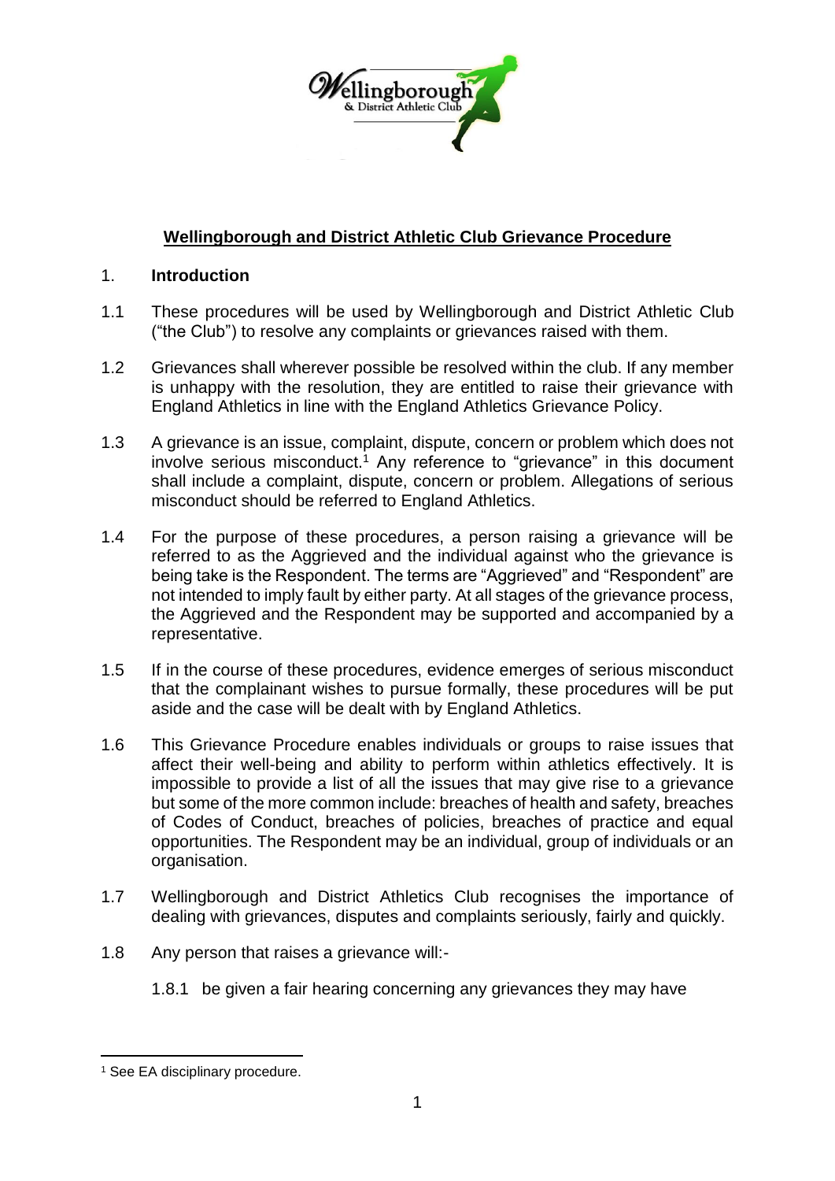# Wellingborough and District Athletic Club Grievance Procedure

## 1. Introduction

1.1 These procedures will be used by Wellingborough and District Athletic Club ("the Club") to resolve any complaints or grievances raised with them.

1.2 Grievances shall wherever possible be resolved within the club. If any member is unhappy with the resolution, they are entitled to raise their grievance with England Athletics in line with the England Athletics Grievance Policy.

1.3 A grievance is an issue, complaint, dispute, concern or problem which does not involve serious misconduct.[1] Any reference to "grievance" in this document shall include a complaint, dispute, concern or problem. Allegations of serious misconduct should be referred to England Athletics.

1.4 For the purpose of these procedures, a person raising a grievance will be referred to as the Aggrieved and the individual against who the grievance is being take is the Respondent. The terms are "Aggrieved" and "Respondent" are not intended to imply fault by either party. At all stages of the grievance process, the Aggrieved and the Respondent may be supported and accompanied by a representative.

1.5 If in the course of these procedures, evidence emerges of serious misconduct that the complainant wishes to pursue formally, these procedures will be put aside and the case will be dealt with by England Athletics.

1.6 This Grievance Procedure enables individuals or groups to raise issues that affect their well-being and ability to perform within athletics effectively. It is impossible to provide a list of all the issues that may give rise to a grievance but some of the more common include: breaches of health and safety, breaches of Codes of Conduct, breaches of policies, breaches of practice and equal opportunities. The Respondent may be an individual, group of individuals or an organisation.

1.7 Wellingborough and District Athletics Club recognises the importance of dealing with grievances, disputes and complaints seriously, fairly and quickly.

1.8 Any person that raises a grievance will:-

1.8.1 be given a fair hearing concerning any grievances they may have

[1] See EA disciplinary procedure.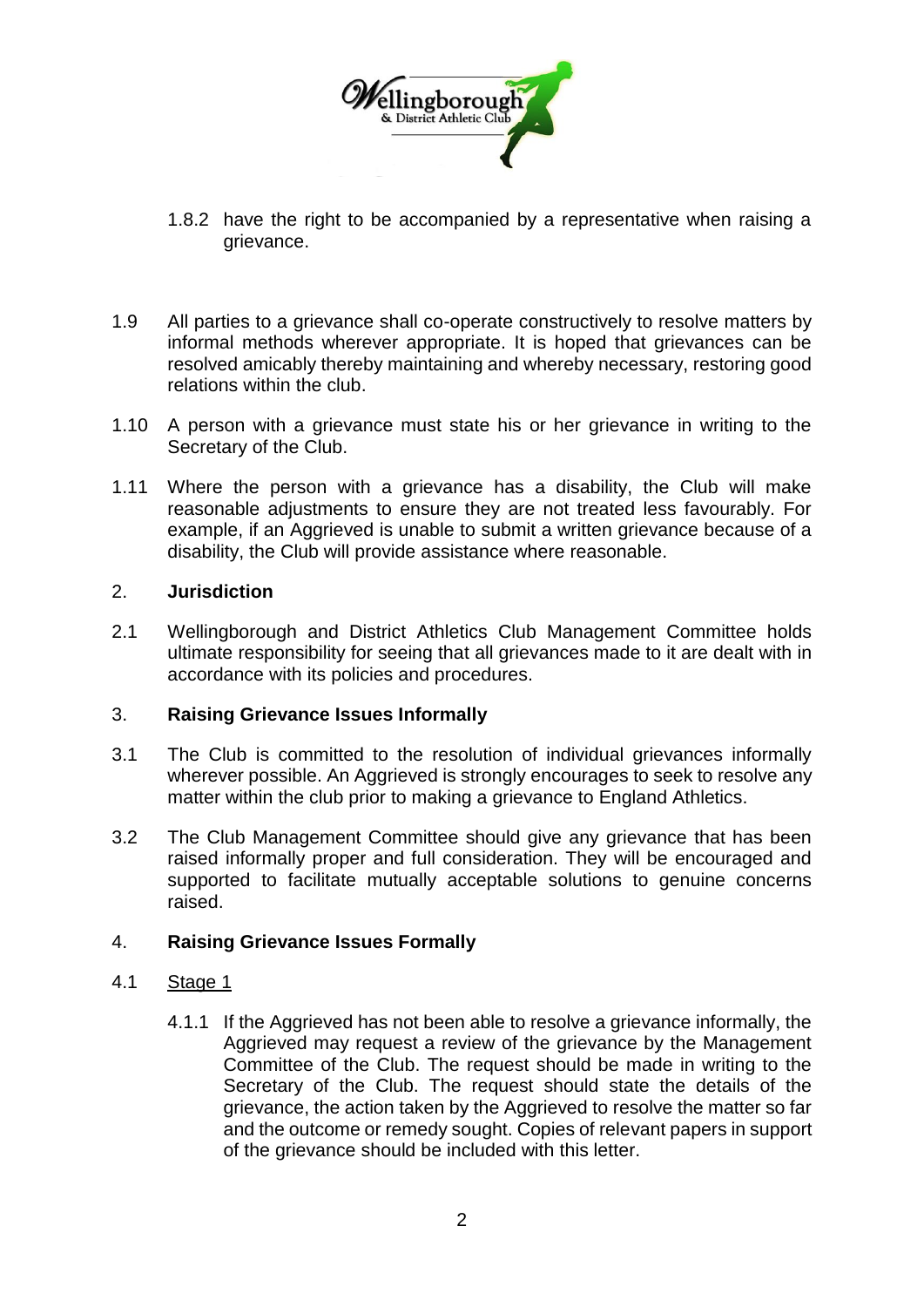1.8.2 have the right to be accompanied by a representative when raising a grievance.

1.9 All parties to a grievance shall co-operate constructively to resolve matters by informal methods wherever appropriate. It is hoped that grievances can be resolved amicably thereby maintaining and whereby necessary, restoring good relations within the club.

1.10 A person with a grievance must state his or her grievance in writing to the Secretary of the Club.

1.11 Where the person with a grievance has a disability, the Club will make reasonable adjustments to ensure they are not treated less favourably. For example, if an Aggrieved is unable to submit a written grievance because of a disability, the Club will provide assistance where reasonable.

## 2. Jurisdiction

2.1 Wellingborough and District Athletics Club Management Committee holds ultimate responsibility for seeing that all grievances made to it are dealt with in accordance with its policies and procedures.

## 3. Raising Grievance Issues Informally

3.1 The Club is committed to the resolution of individual grievances informally wherever possible. An Aggrieved is strongly encourages to seek to resolve any matter within the club prior to making a grievance to England Athletics.

3.2 The Club Management Committee should give any grievance that has been raised informally proper and full consideration. They will be encouraged and supported to facilitate mutually acceptable solutions to genuine concerns raised.

## 4. Raising Grievance Issues Formally

4.1 Stage 1

4.1.1 If the Aggrieved has not been able to resolve a grievance informally, the Aggrieved may request a review of the grievance by the Management Committee of the Club. The request should be made in writing to the Secretary of the Club. The request should state the details of the grievance, the action taken by the Aggrieved to resolve the matter so far and the outcome or remedy sought. Copies of relevant papers in support of the grievance should be included with this letter.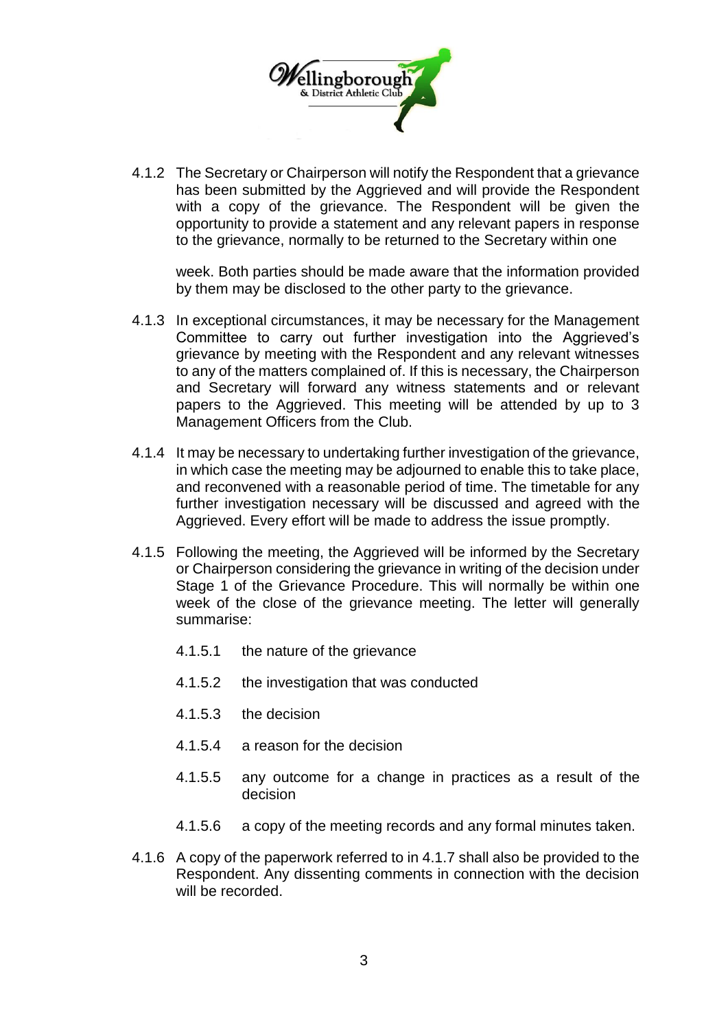4.1.2 The Secretary or Chairperson will notify the Respondent that a grievance has been submitted by the Aggrieved and will provide the Respondent with a copy of the grievance. The Respondent will be given the opportunity to provide a statement and any relevant papers in response to the grievance, normally to be returned to the Secretary within one

week. Both parties should be made aware that the information provided by them may be disclosed to the other party to the grievance.

4.1.3 In exceptional circumstances, it may be necessary for the Management Committee to carry out further investigation into the Aggrieved's grievance by meeting with the Respondent and any relevant witnesses to any of the matters complained of. If this is necessary, the Chairperson and Secretary will forward any witness statements and or relevant papers to the Aggrieved. This meeting will be attended by up to 3 Management Officers from the Club.

4.1.4 It may be necessary to undertaking further investigation of the grievance, in which case the meeting may be adjourned to enable this to take place, and reconvened with a reasonable period of time. The timetable for any further investigation necessary will be discussed and agreed with the Aggrieved. Every effort will be made to address the issue promptly.

4.1.5 Following the meeting, the Aggrieved will be informed by the Secretary or Chairperson considering the grievance in writing of the decision under Stage 1 of the Grievance Procedure. This will normally be within one week of the close of the grievance meeting. The letter will generally summarise:

- 4.1.5.1 the nature of the grievance
- 4.1.5.2 the investigation that was conducted
- 4.1.5.3 the decision
- 4.1.5.4 a reason for the decision
- 4.1.5.5 any outcome for a change in practices as a result of the decision
- 4.1.5.6 a copy of the meeting records and any formal minutes taken.

4.1.6 A copy of the paperwork referred to in 4.1.7 shall also be provided to the Respondent. Any dissenting comments in connection with the decision will be recorded.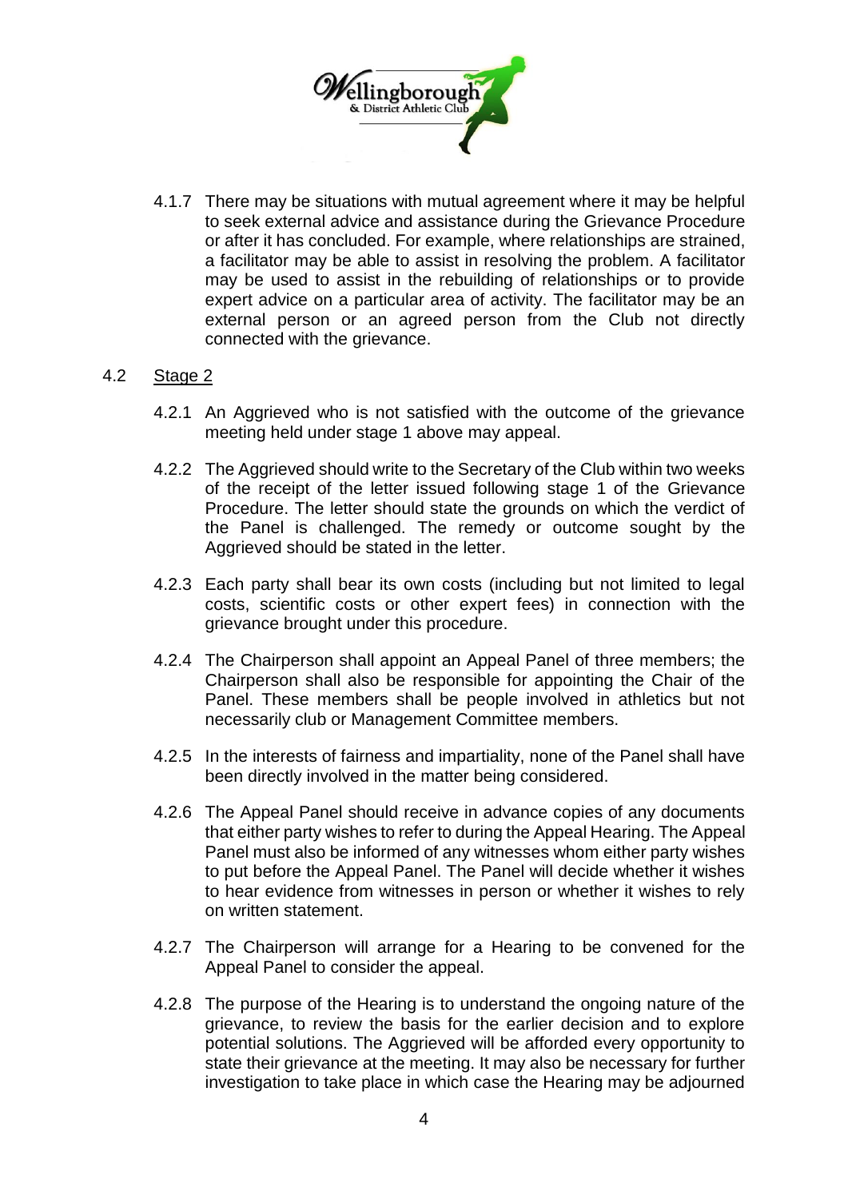4.1.7 There may be situations with mutual agreement where it may be helpful to seek external advice and assistance during the Grievance Procedure or after it has concluded. For example, where relationships are strained, a facilitator may be able to assist in resolving the problem. A facilitator may be used to assist in the rebuilding of relationships or to provide expert advice on a particular area of activity. The facilitator may be an external person or an agreed person from the Club not directly connected with the grievance.

4.2 Stage 2

4.2.1 An Aggrieved who is not satisfied with the outcome of the grievance meeting held under stage 1 above may appeal.

4.2.2 The Aggrieved should write to the Secretary of the Club within two weeks of the receipt of the letter issued following stage 1 of the Grievance Procedure. The letter should state the grounds on which the verdict of the Panel is challenged. The remedy or outcome sought by the Aggrieved should be stated in the letter.

4.2.3 Each party shall bear its own costs (including but not limited to legal costs, scientific costs or other expert fees) in connection with the grievance brought under this procedure.

4.2.4 The Chairperson shall appoint an Appeal Panel of three members; the Chairperson shall also be responsible for appointing the Chair of the Panel. These members shall be people involved in athletics but not necessarily club or Management Committee members.

4.2.5 In the interests of fairness and impartiality, none of the Panel shall have been directly involved in the matter being considered.

4.2.6 The Appeal Panel should receive in advance copies of any documents that either party wishes to refer to during the Appeal Hearing. The Appeal Panel must also be informed of any witnesses whom either party wishes to put before the Appeal Panel. The Panel will decide whether it wishes to hear evidence from witnesses in person or whether it wishes to rely on written statement.

4.2.7 The Chairperson will arrange for a Hearing to be convened for the Appeal Panel to consider the appeal.

4.2.8 The purpose of the Hearing is to understand the ongoing nature of the grievance, to review the basis for the earlier decision and to explore potential solutions. The Aggrieved will be afforded every opportunity to state their grievance at the meeting. It may also be necessary for further investigation to take place in which case the Hearing may be adjourned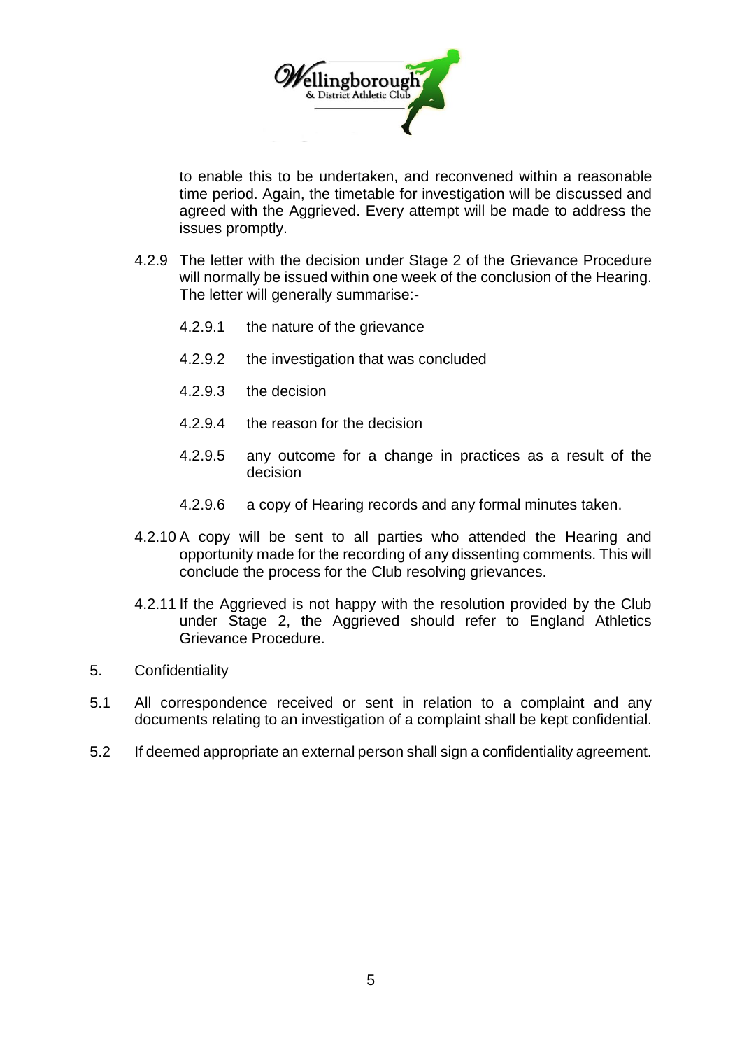to enable this to be undertaken, and reconvened within a reasonable time period. Again, the timetable for investigation will be discussed and agreed with the Aggrieved. Every attempt will be made to address the issues promptly.

4.2.9 The letter with the decision under Stage 2 of the Grievance Procedure will normally be issued within one week of the conclusion of the Hearing. The letter will generally summarise:-

4.2.9.1 the nature of the grievance

4.2.9.2 the investigation that was concluded

4.2.9.3 the decision

4.2.9.4 the reason for the decision

4.2.9.5 any outcome for a change in practices as a result of the decision

4.2.9.6 a copy of Hearing records and any formal minutes taken.

4.2.10 A copy will be sent to all parties who attended the Hearing and opportunity made for the recording of any dissenting comments. This will conclude the process for the Club resolving grievances.

4.2.11 If the Aggrieved is not happy with the resolution provided by the Club under Stage 2, the Aggrieved should refer to England Athletics Grievance Procedure.

5. Confidentiality

5.1 All correspondence received or sent in relation to a complaint and any documents relating to an investigation of a complaint shall be kept confidential.

5.2 If deemed appropriate an external person shall sign a confidentiality agreement.